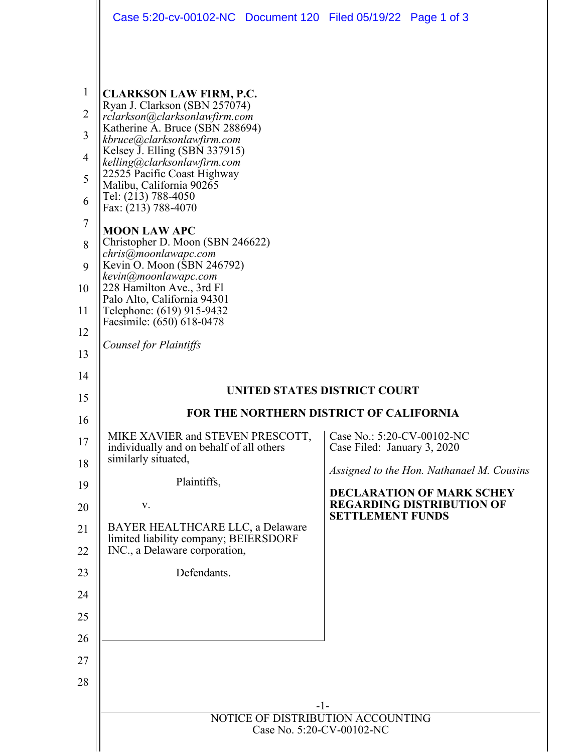**CLARKSON LAW FIRM, P.C.**
Ryan J. Clarkson (SBN 257074)
*rclarkson@clarksonlawfirm.com*
Katherine A. Bruce (SBN 288694)
*kbruce@clarksonlawfirm.com*
Kelsey J. Elling (SBN 337915)
*kelling@clarksonlawfirm.com*
22525 Pacific Coast Highway
Malibu, California 90265
Tel: (213) 788-4050
Fax: (213) 788-4070

**MOON LAW APC**
Christopher D. Moon (SBN 246622)
*chris@moonlawapc.com*
Kevin O. Moon (SBN 246792)
*kevin@moonlawapc.com*
228 Hamilton Ave., 3rd Fl
Palo Alto, California 94301
Telephone: (619) 915-9432
Facsimile: (650) 618-0478

*Counsel for Plaintiffs*

**UNITED STATES DISTRICT COURT**

**FOR THE NORTHERN DISTRICT OF CALIFORNIA**

MIKE XAVIER and STEVEN PRESCOTT, individually and on behalf of all others similarly situated,

Plaintiffs,

v.

BAYER HEALTHCARE LLC, a Delaware limited liability company; BEIERSDORF INC., a Delaware corporation,

Defendants.

Case No.: 5:20-CV-00102-NC
Case Filed: January 3, 2020

*Assigned to the Hon. Nathanael M. Cousins*

**DECLARATION OF MARK SCHEY REGARDING DISTRIBUTION OF SETTLEMENT FUNDS**

NOTICE OF DISTRIBUTION ACCOUNTING
Case No. 5:20-CV-00102-NC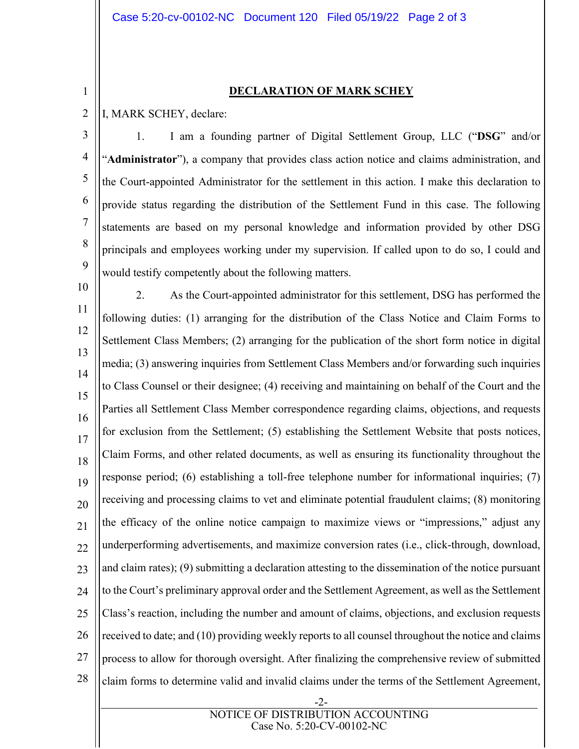**DECLARATION OF MARK SCHEY**

I, MARK SCHEY, declare:

1. I am a founding partner of Digital Settlement Group, LLC ("**DSG**" and/or "**Administrator**"), a company that provides class action notice and claims administration, and the Court-appointed Administrator for the settlement in this action. I make this declaration to provide status regarding the distribution of the Settlement Fund in this case. The following statements are based on my personal knowledge and information provided by other DSG principals and employees working under my supervision. If called upon to do so, I could and would testify competently about the following matters.

2. As the Court-appointed administrator for this settlement, DSG has performed the following duties: (1) arranging for the distribution of the Class Notice and Claim Forms to Settlement Class Members; (2) arranging for the publication of the short form notice in digital media; (3) answering inquiries from Settlement Class Members and/or forwarding such inquiries to Class Counsel or their designee; (4) receiving and maintaining on behalf of the Court and the Parties all Settlement Class Member correspondence regarding claims, objections, and requests for exclusion from the Settlement; (5) establishing the Settlement Website that posts notices, Claim Forms, and other related documents, as well as ensuring its functionality throughout the response period; (6) establishing a toll-free telephone number for informational inquiries; (7) receiving and processing claims to vet and eliminate potential fraudulent claims; (8) monitoring the efficacy of the online notice campaign to maximize views or "impressions," adjust any underperforming advertisements, and maximize conversion rates (i.e., click-through, download, and claim rates); (9) submitting a declaration attesting to the dissemination of the notice pursuant to the Court's preliminary approval order and the Settlement Agreement, as well as the Settlement Class's reaction, including the number and amount of claims, objections, and exclusion requests received to date; and (10) providing weekly reports to all counsel throughout the notice and claims process to allow for thorough oversight. After finalizing the comprehensive review of submitted claim forms to determine valid and invalid claims under the terms of the Settlement Agreement,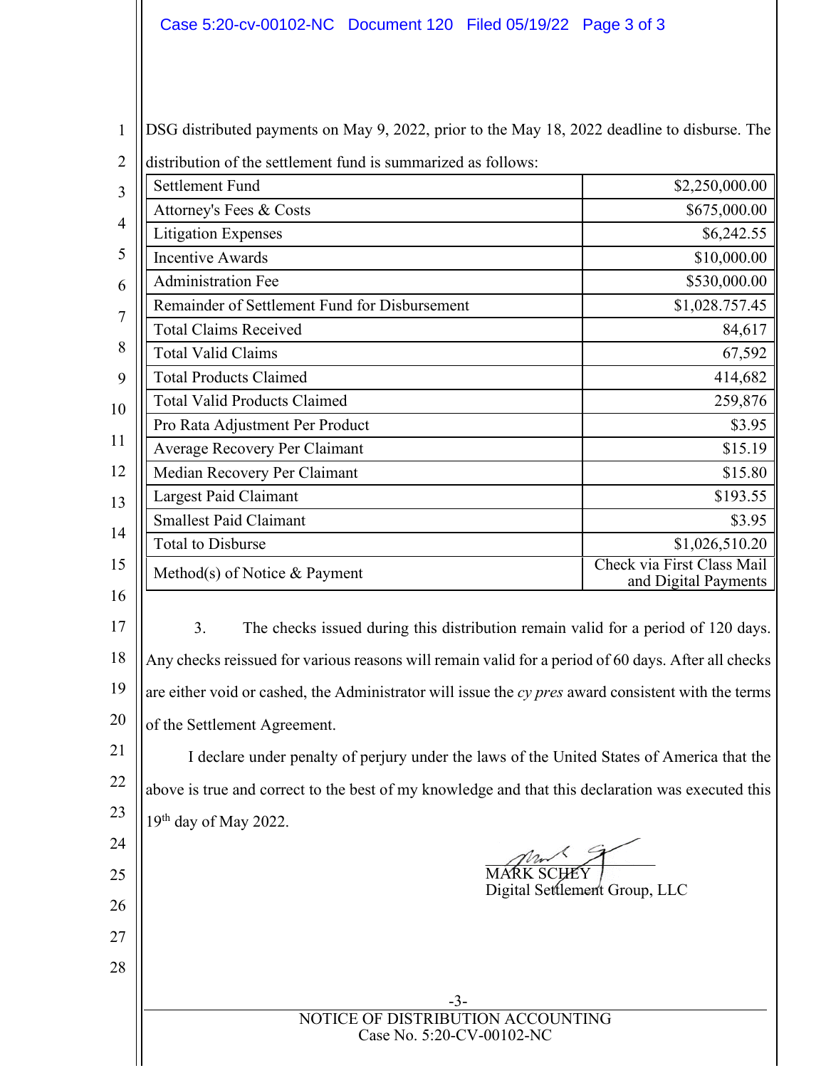DSG distributed payments on May 9, 2022, prior to the May 18, 2022 deadline to disburse. The distribution of the settlement fund is summarized as follows:

| | |
|---|---|
| Settlement Fund | $2,250,000.00 |
| Attorney's Fees & Costs | $675,000.00 |
| Litigation Expenses | $6,242.55 |
| Incentive Awards | $10,000.00 |
| Administration Fee | $530,000.00 |
| Remainder of Settlement Fund for Disbursement | $1,028,757.45 |
| Total Claims Received | 84,617 |
| Total Valid Claims | 67,592 |
| Total Products Claimed | 414,682 |
| Total Valid Products Claimed | 259,876 |
| Pro Rata Adjustment Per Product | $3.95 |
| Average Recovery Per Claimant | $15.19 |
| Median Recovery Per Claimant | $15.80 |
| Largest Paid Claimant | $193.55 |
| Smallest Paid Claimant | $3.95 |
| Total to Disburse | $1,026,510.20 |
| Method(s) of Notice & Payment | Check via First Class Mail and Digital Payments |

3. The checks issued during this distribution remain valid for a period of 120 days. Any checks reissued for various reasons will remain valid for a period of 60 days. After all checks are either void or cashed, the Administrator will issue the *cy pres* award consistent with the terms of the Settlement Agreement.

I declare under penalty of perjury under the laws of the United States of America that the above is true and correct to the best of my knowledge and that this declaration was executed this 19th day of May 2022.

MARK SCHEY
Digital Settlement Group, LLC

NOTICE OF DISTRIBUTION ACCOUNTING
Case No. 5:20-CV-00102-NC